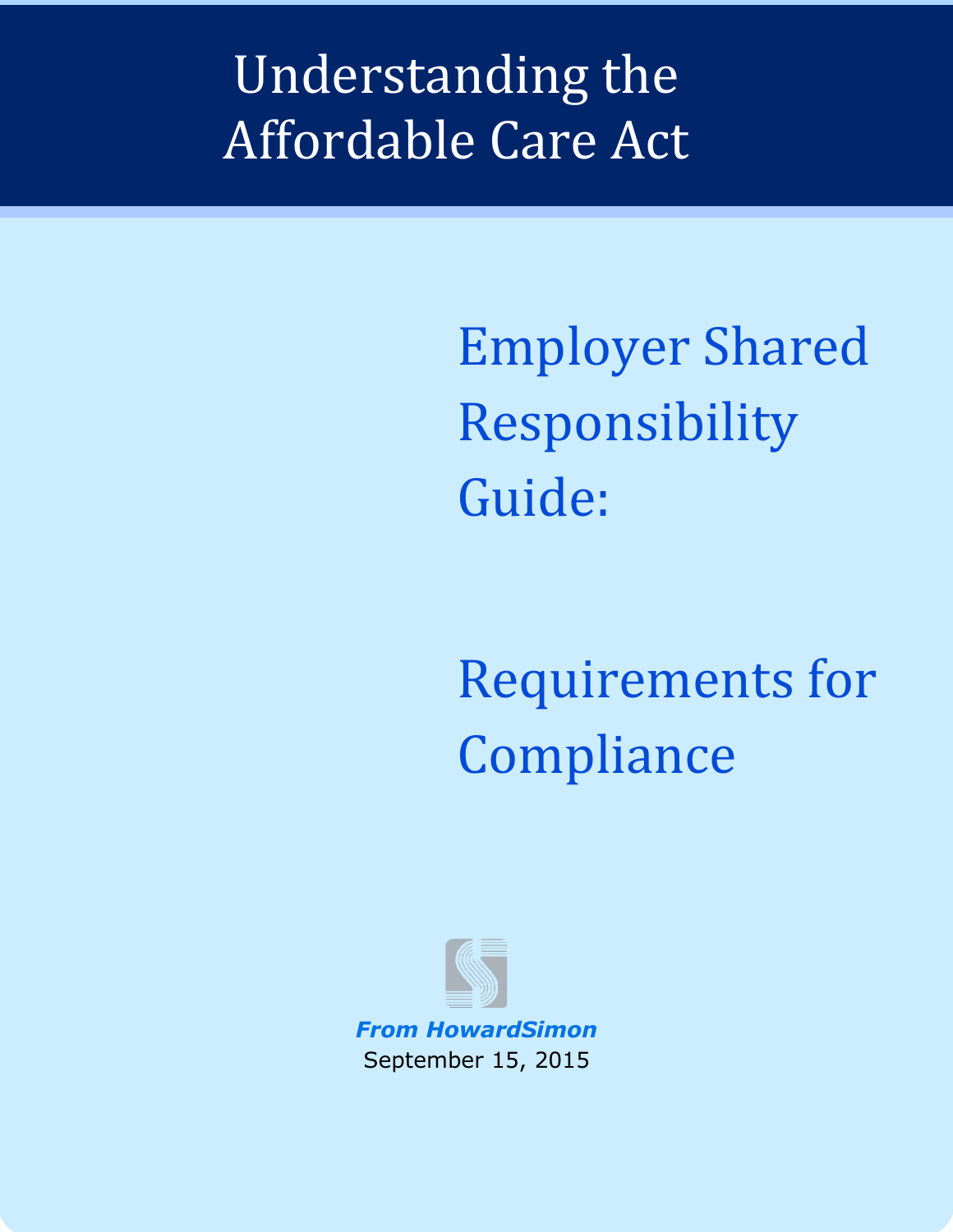# Understanding the Affordable Care Act

## Employer Shared Responsibility Guide:

## Requirements for Compliance

***From HowardSimon***

September 15, 2015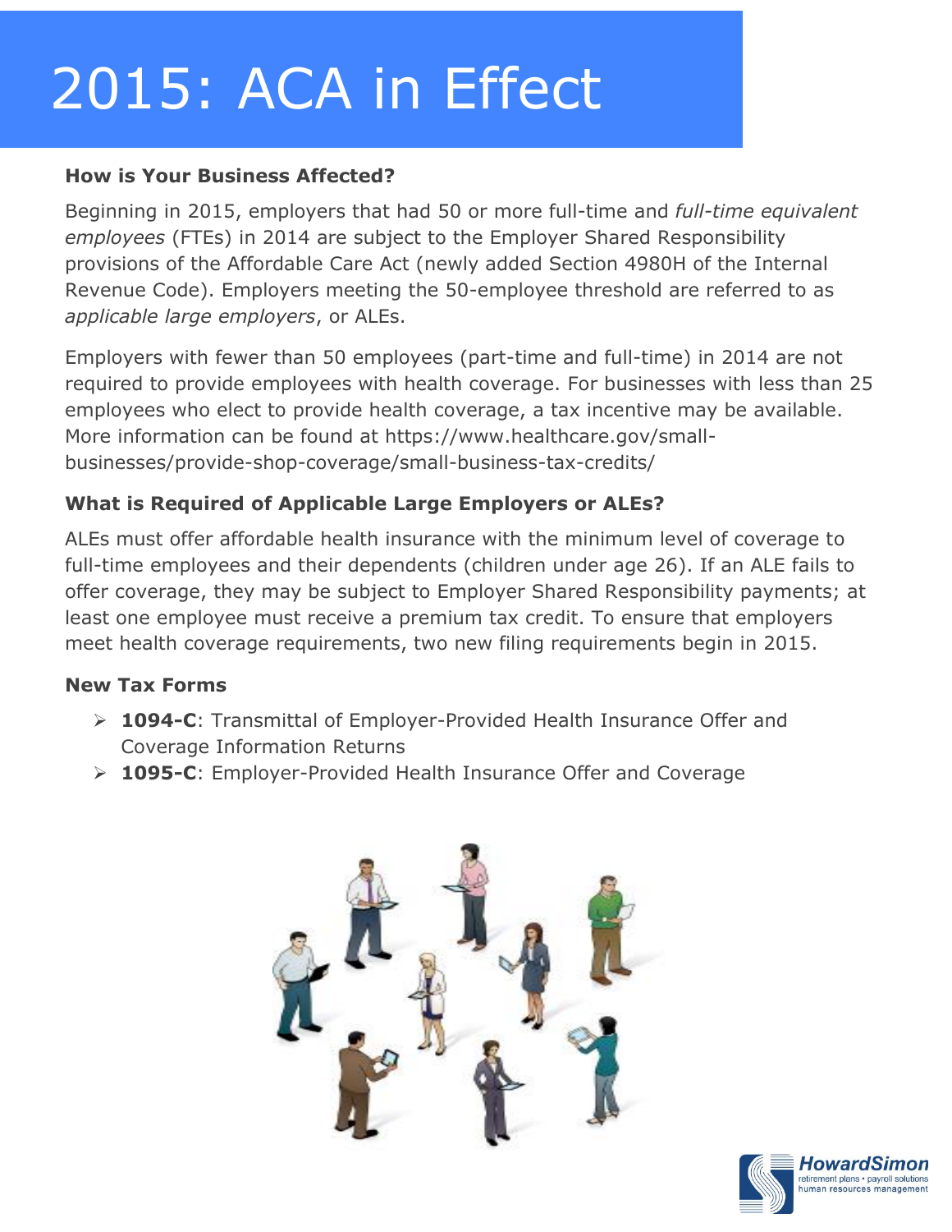# 2015: ACA in Effect

**How is Your Business Affected?**

Beginning in 2015, employers that had 50 or more full-time and *full-time equivalent employees* (FTEs) in 2014 are subject to the Employer Shared Responsibility provisions of the Affordable Care Act (newly added Section 4980H of the Internal Revenue Code). Employers meeting the 50-employee threshold are referred to as *applicable large employers*, or ALEs.

Employers with fewer than 50 employees (part-time and full-time) in 2014 are not required to provide employees with health coverage. For businesses with less than 25 employees who elect to provide health coverage, a tax incentive may be available. More information can be found at https://www.healthcare.gov/small-businesses/provide-shop-coverage/small-business-tax-credits/

**What is Required of Applicable Large Employers or ALEs?**

ALEs must offer affordable health insurance with the minimum level of coverage to full-time employees and their dependents (children under age 26). If an ALE fails to offer coverage, they may be subject to Employer Shared Responsibility payments; at least one employee must receive a premium tax credit. To ensure that employers meet health coverage requirements, two new filing requirements begin in 2015.

**New Tax Forms**

- **1094-C**: Transmittal of Employer-Provided Health Insurance Offer and Coverage Information Returns
- **1095-C**: Employer-Provided Health Insurance Offer and Coverage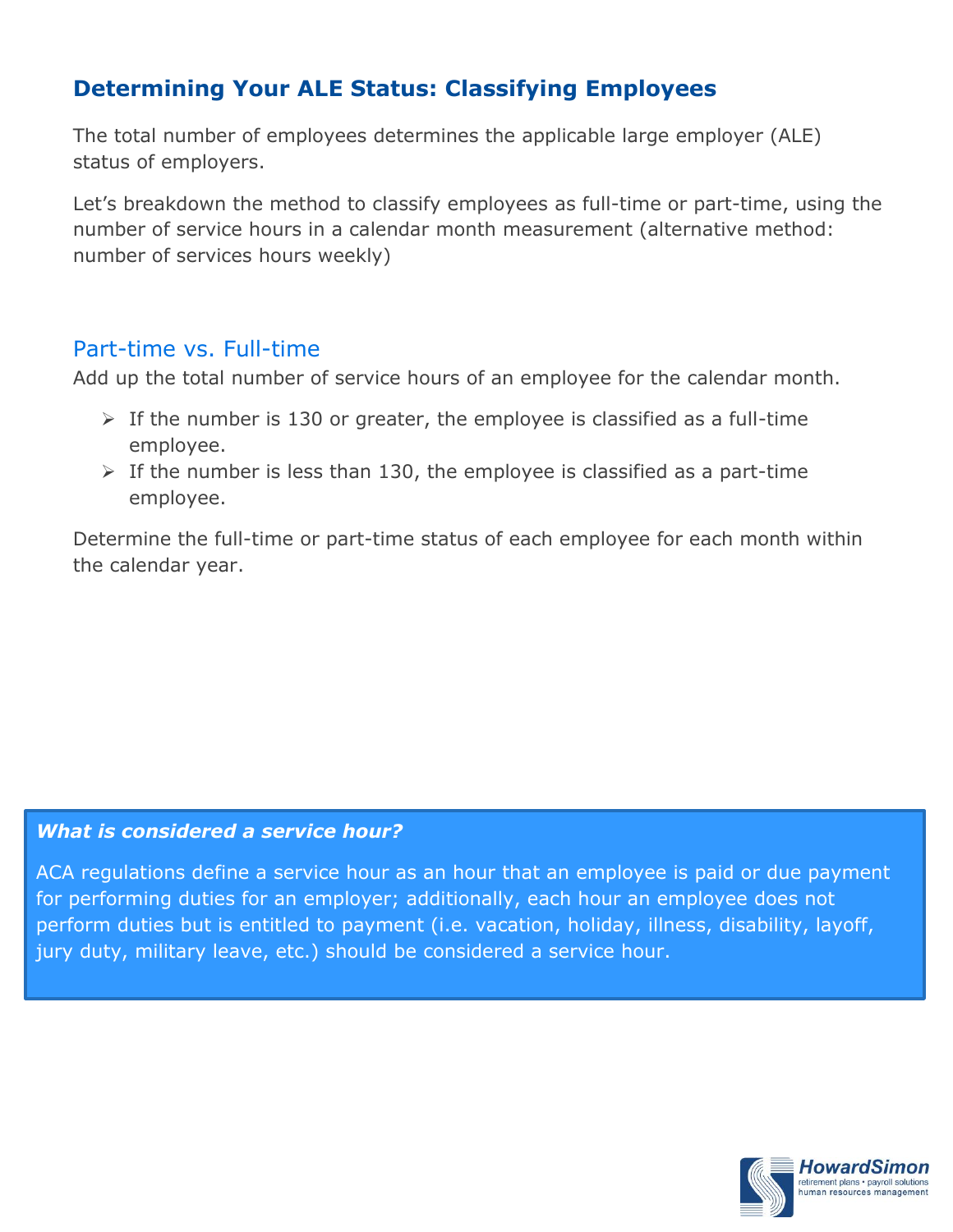## Determining Your ALE Status: Classifying Employees

The total number of employees determines the applicable large employer (ALE) status of employers.

Let's breakdown the method to classify employees as full-time or part-time, using the number of service hours in a calendar month measurement (alternative method: number of services hours weekly)

### Part-time vs. Full-time

Add up the total number of service hours of an employee for the calendar month.

- If the number is 130 or greater, the employee is classified as a full-time employee.
- If the number is less than 130, the employee is classified as a part-time employee.

Determine the full-time or part-time status of each employee for each month within the calendar year.

***What is considered a service hour?***

ACA regulations define a service hour as an hour that an employee is paid or due payment for performing duties for an employer; additionally, each hour an employee does not perform duties but is entitled to payment (i.e. vacation, holiday, illness, disability, layoff, jury duty, military leave, etc.) should be considered a service hour.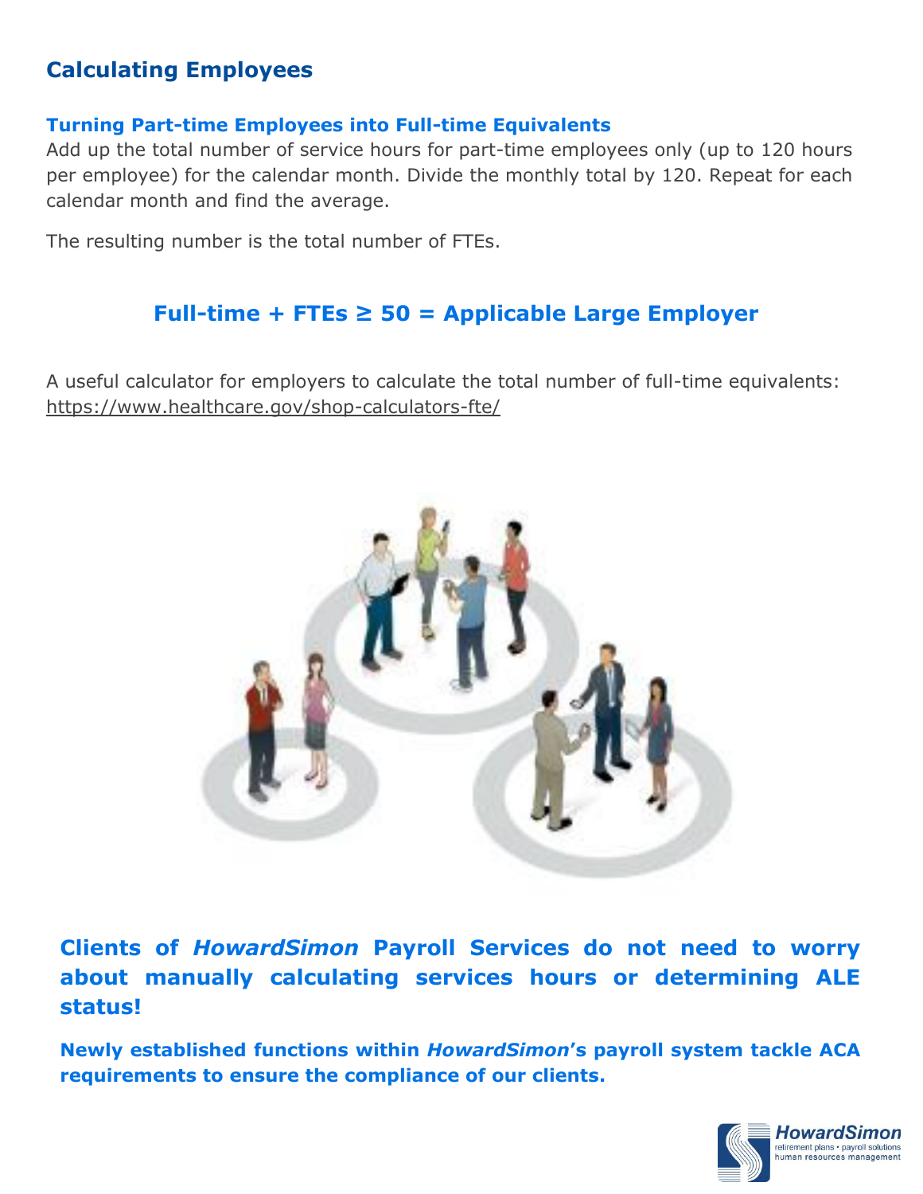## Calculating Employees

### Turning Part-time Employees into Full-time Equivalents

Add up the total number of service hours for part-time employees only (up to 120 hours per employee) for the calendar month. Divide the monthly total by 120. Repeat for each calendar month and find the average.

The resulting number is the total number of FTEs.

### Full-time + FTEs ≥ 50 = Applicable Large Employer

A useful calculator for employers to calculate the total number of full-time equivalents: https://www.healthcare.gov/shop-calculators-fte/

**Clients of *HowardSimon* Payroll Services do not need to worry about manually calculating services hours or determining ALE status!**

**Newly established functions within *HowardSimon*'s payroll system tackle ACA requirements to ensure the compliance of our clients.**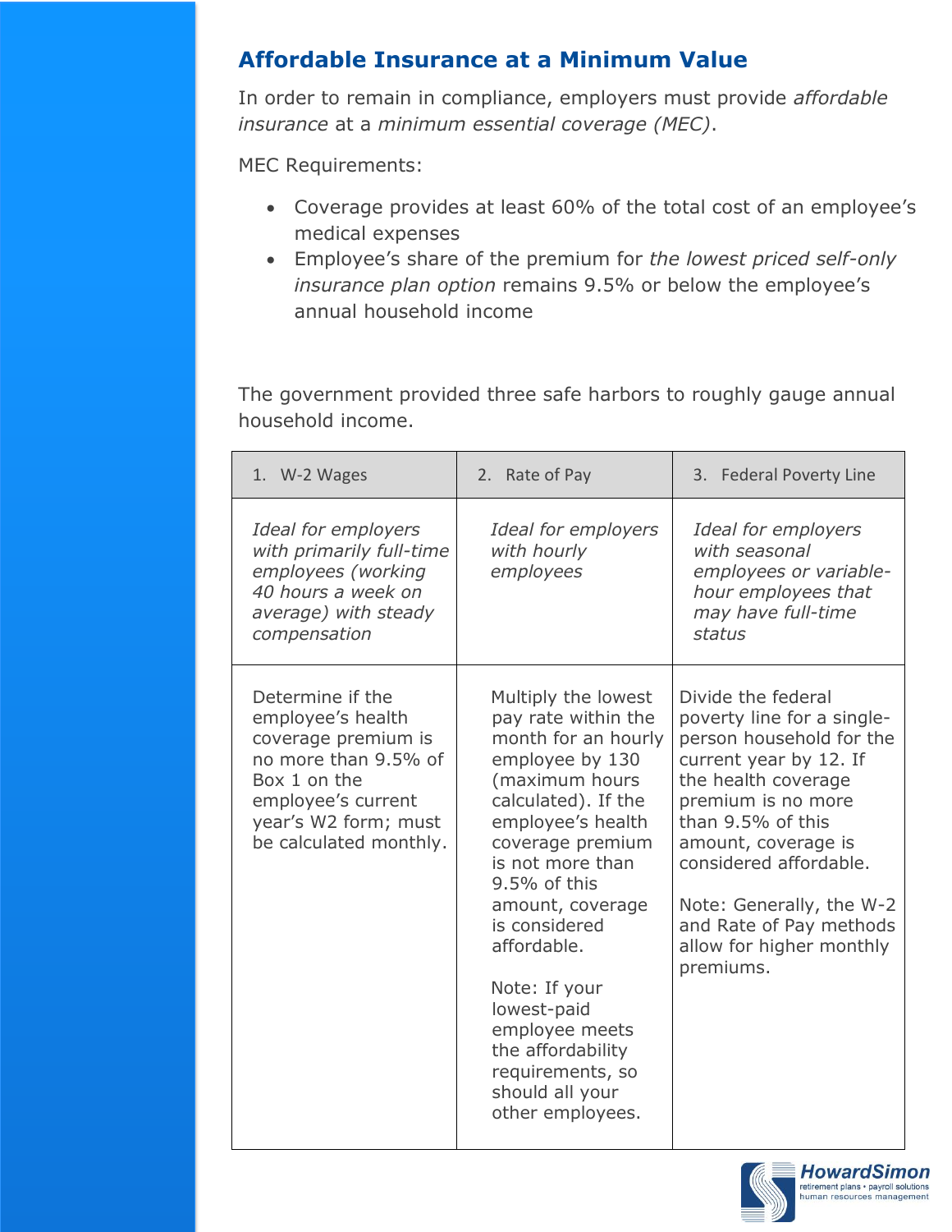## Affordable Insurance at a Minimum Value

In order to remain in compliance, employers must provide *affordable insurance* at a *minimum essential coverage (MEC)*.

MEC Requirements:

- Coverage provides at least 60% of the total cost of an employee's medical expenses
- Employee's share of the premium for *the lowest priced self-only insurance plan option* remains 9.5% or below the employee's annual household income

The government provided three safe harbors to roughly gauge annual household income.

| 1. W-2 Wages | 2. Rate of Pay | 3. Federal Poverty Line |
|---|---|---|
| *Ideal for employers with primarily full-time employees (working 40 hours a week on average) with steady compensation* | *Ideal for employers with hourly employees* | *Ideal for employers with seasonal employees or variable-hour employees that may have full-time status* |
| Determine if the employee's health coverage premium is no more than 9.5% of Box 1 on the employee's current year's W2 form; must be calculated monthly. | Multiply the lowest pay rate within the month for an hourly employee by 130 (maximum hours calculated). If the employee's health coverage premium is not more than 9.5% of this amount, coverage is considered affordable.<br><br>Note: If your lowest-paid employee meets the affordability requirements, so should all your other employees. | Divide the federal poverty line for a single-person household for the current year by 12. If the health coverage premium is no more than 9.5% of this amount, coverage is considered affordable.<br><br>Note: Generally, the W-2 and Rate of Pay methods allow for higher monthly premiums. |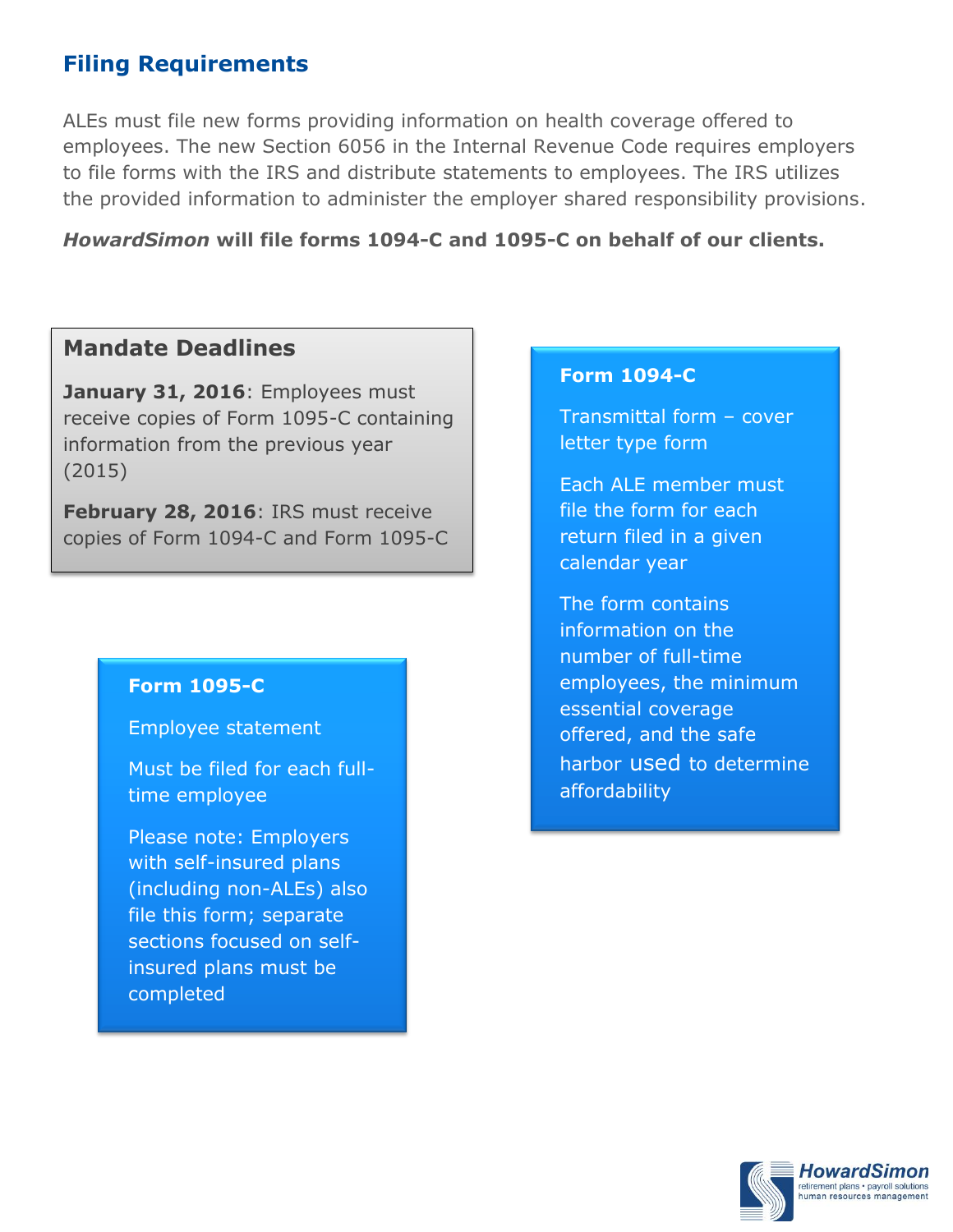## Filing Requirements

ALEs must file new forms providing information on health coverage offered to employees. The new Section 6056 in the Internal Revenue Code requires employers to file forms with the IRS and distribute statements to employees. The IRS utilizes the provided information to administer the employer shared responsibility provisions.

***HowardSimon* will file forms 1094-C and 1095-C on behalf of our clients.**

### Mandate Deadlines

**January 31, 2016**: Employees must receive copies of Form 1095-C containing information from the previous year (2015)

**February 28, 2016**: IRS must receive copies of Form 1094-C and Form 1095-C

### Form 1094-C

Transmittal form – cover letter type form

Each ALE member must file the form for each return filed in a given calendar year

The form contains information on the number of full-time employees, the minimum essential coverage offered, and the safe harbor used to determine affordability

### Form 1095-C

Employee statement

Must be filed for each full-time employee

Please note: Employers with self-insured plans (including non-ALEs) also file this form; separate sections focused on self-insured plans must be completed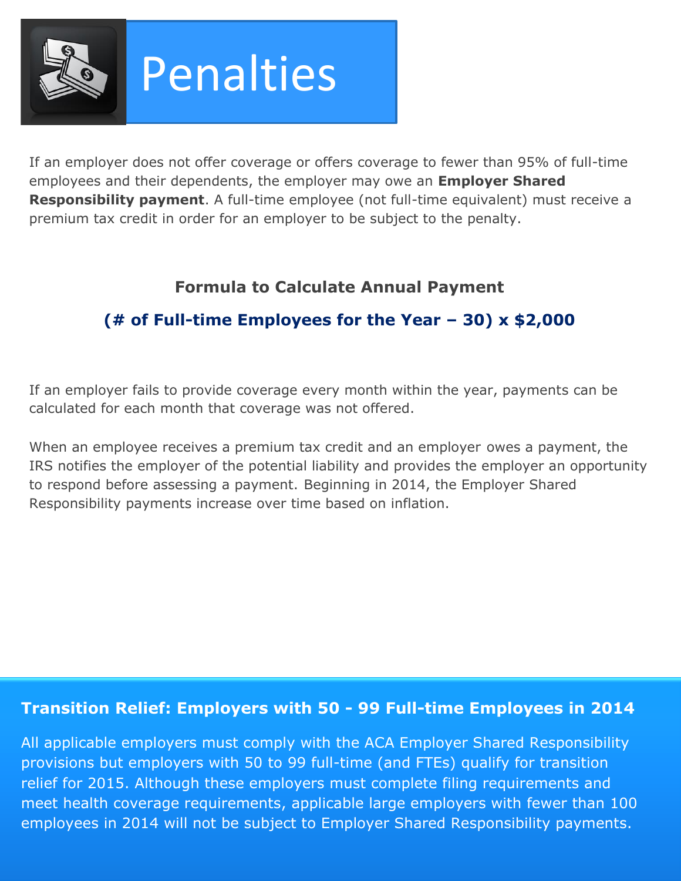# Penalties

If an employer does not offer coverage or offers coverage to fewer than 95% of full-time employees and their dependents, the employer may owe an **Employer Shared Responsibility payment**. A full-time employee (not full-time equivalent) must receive a premium tax credit in order for an employer to be subject to the penalty.

### Formula to Calculate Annual Payment

**(# of Full-time Employees for the Year – 30) x $2,000**

If an employer fails to provide coverage every month within the year, payments can be calculated for each month that coverage was not offered.

When an employee receives a premium tax credit and an employer owes a payment, the IRS notifies the employer of the potential liability and provides the employer an opportunity to respond before assessing a payment. Beginning in 2014, the Employer Shared Responsibility payments increase over time based on inflation.

### Transition Relief: Employers with 50 - 99 Full-time Employees in 2014

All applicable employers must comply with the ACA Employer Shared Responsibility provisions but employers with 50 to 99 full-time (and FTEs) qualify for transition relief for 2015. Although these employers must complete filing requirements and meet health coverage requirements, applicable large employers with fewer than 100 employees in 2014 will not be subject to Employer Shared Responsibility payments.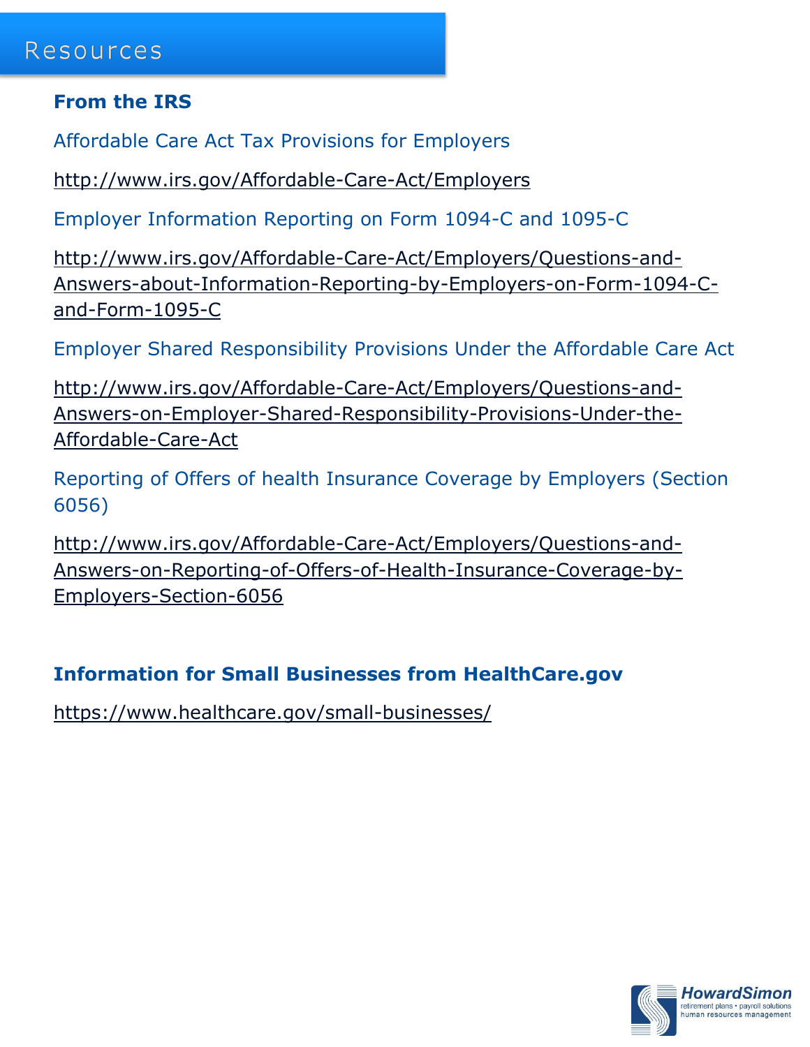# Resources

## From the IRS

Affordable Care Act Tax Provisions for Employers

http://www.irs.gov/Affordable-Care-Act/Employers

Employer Information Reporting on Form 1094-C and 1095-C

http://www.irs.gov/Affordable-Care-Act/Employers/Questions-and-Answers-about-Information-Reporting-by-Employers-on-Form-1094-C-and-Form-1095-C

Employer Shared Responsibility Provisions Under the Affordable Care Act

http://www.irs.gov/Affordable-Care-Act/Employers/Questions-and-Answers-on-Employer-Shared-Responsibility-Provisions-Under-the-Affordable-Care-Act

Reporting of Offers of health Insurance Coverage by Employers (Section 6056)

http://www.irs.gov/Affordable-Care-Act/Employers/Questions-and-Answers-on-Reporting-of-Offers-of-Health-Insurance-Coverage-by-Employers-Section-6056

## Information for Small Businesses from HealthCare.gov

https://www.healthcare.gov/small-businesses/